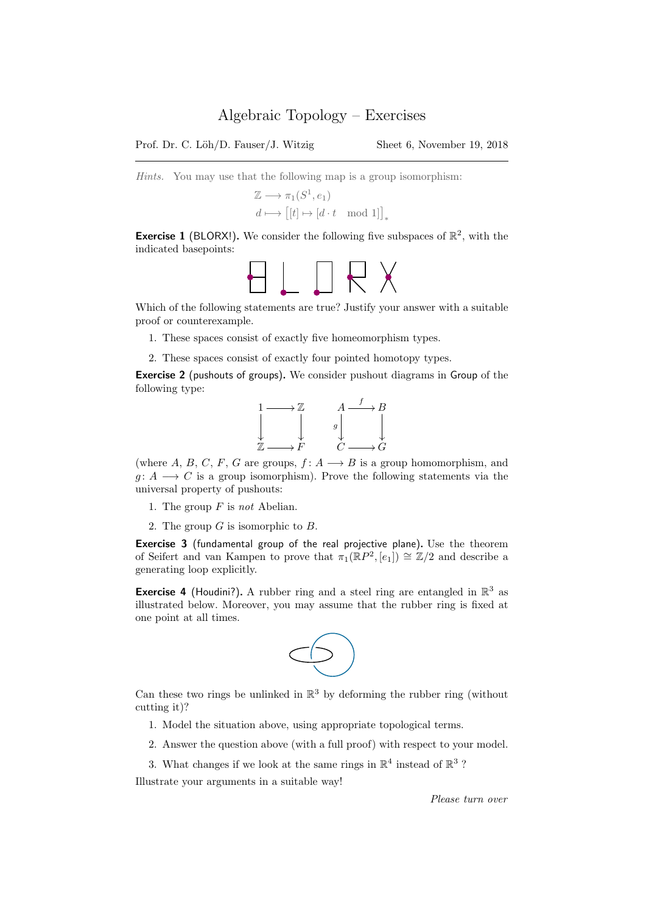# Algebraic Topology – Exercises

Prof. Dr. C. Löh/D. Fauser/J. Witzig — Sheet 6, November 19, 2018

*Hints.* You may use that the following map is a group isomorphism:

$$\mathbb{Z} \longrightarrow \pi_1(S^1, e_1)$$
$$d \longmapsto \big[[t] \mapsto [d \cdot t \mod 1]\big]_*$$

**Exercise 1** (BLORX!). We consider the following five subspaces of $\mathbb{R}^2$, with the indicated basepoints:

Which of the following statements are true? Justify your answer with a suitable proof or counterexample.

1. These spaces consist of exactly five homeomorphism types.
2. These spaces consist of exactly four pointed homotopy types.

**Exercise 2** (pushouts of groups). We consider pushout diagrams in Group of the following type:

$$\begin{array}{ccc} 1 & \longrightarrow & \mathbb{Z} \\ \downarrow & & \downarrow \\ \mathbb{Z} & \longrightarrow & F \end{array} \qquad \begin{array}{ccc} A & \xrightarrow{f} & B \\ {\scriptstyle g}\downarrow & & \downarrow \\ C & \longrightarrow & G \end{array}$$

(where $A$, $B$, $C$, $F$, $G$ are groups, $f \colon A \longrightarrow B$ is a group homomorphism, and $g \colon A \longrightarrow C$ is a group isomorphism). Prove the following statements via the universal property of pushouts:

1. The group $F$ is *not* Abelian.
2. The group $G$ is isomorphic to $B$.

**Exercise 3** (fundamental group of the real projective plane). Use the theorem of Seifert and van Kampen to prove that $\pi_1(\mathbb{R}P^2, [e_1]) \cong \mathbb{Z}/2$ and describe a generating loop explicitly.

**Exercise 4** (Houdini?). A rubber ring and a steel ring are entangled in $\mathbb{R}^3$ as illustrated below. Moreover, you may assume that the rubber ring is fixed at one point at all times.

Can these two rings be unlinked in $\mathbb{R}^3$ by deforming the rubber ring (without cutting it)?

1. Model the situation above, using appropriate topological terms.
2. Answer the question above (with a full proof) with respect to your model.
3. What changes if we look at the same rings in $\mathbb{R}^4$ instead of $\mathbb{R}^3$ ?

Illustrate your arguments in a suitable way!

*Please turn over*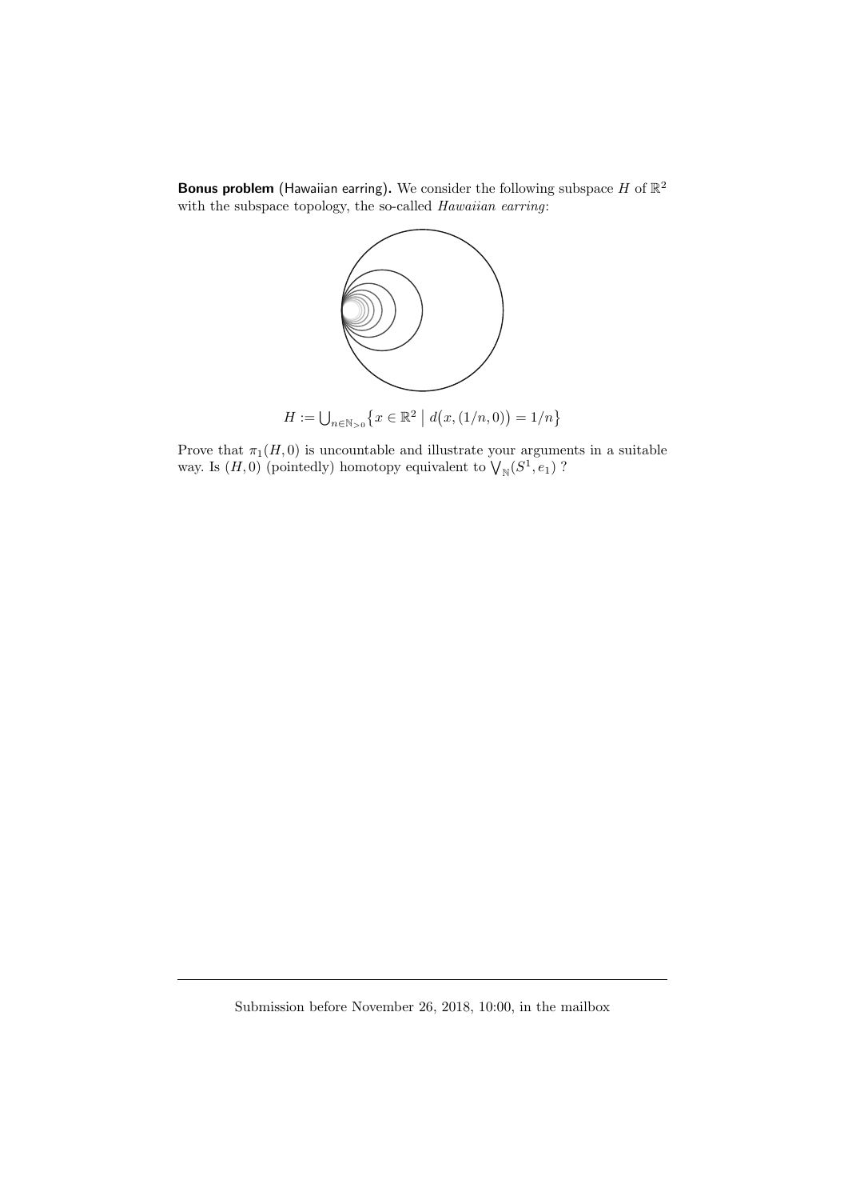**Bonus problem** (Hawaiian earring)**.** We consider the following subspace $H$ of $\mathbb{R}^2$ with the subspace topology, the so-called *Hawaiian earring*:

$$H := \bigcup_{n \in \mathbb{N}_{>0}} \{ x \in \mathbb{R}^2 \mid d(x, (1/n, 0)) = 1/n \}$$

Prove that $\pi_1(H, 0)$ is uncountable and illustrate your arguments in a suitable way. Is $(H, 0)$ (pointedly) homotopy equivalent to $\bigvee_{\mathbb{N}}(S^1, e_1)$ ?

Submission before November 26, 2018, 10:00, in the mailbox